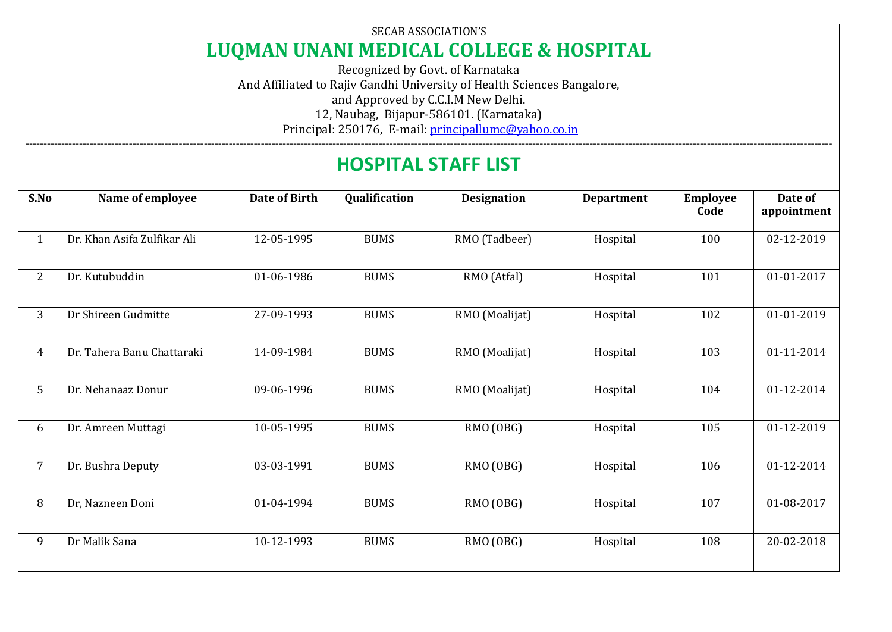SECAB ASSOCIATION'S

# LUQMAN UNANI MEDICAL COLLEGE & HOSPITAL

Recognized by Govt. of Karnataka
And Affiliated to Rajiv Gandhi University of Health Sciences Bangalore,
and Approved by C.C.I.M New Delhi.
12, Naubag, Bijapur-586101. (Karnataka)
Principal: 250176, E-mail: principallumc@yahoo.co.in

---

## HOSPITAL STAFF LIST

| S.No | Name of employee | Date of Birth | Qualification | Designation | Department | Employee Code | Date of appointment |
|---|---|---|---|---|---|---|---|
| 1 | Dr. Khan Asifa Zulfikar Ali | 12-05-1995 | BUMS | RMO (Tadbeer) | Hospital | 100 | 02-12-2019 |
| 2 | Dr. Kutubuddin | 01-06-1986 | BUMS | RMO (Atfal) | Hospital | 101 | 01-01-2017 |
| 3 | Dr Shireen Gudmitte | 27-09-1993 | BUMS | RMO (Moalijat) | Hospital | 102 | 01-01-2019 |
| 4 | Dr. Tahera Banu Chattaraki | 14-09-1984 | BUMS | RMO (Moalijat) | Hospital | 103 | 01-11-2014 |
| 5 | Dr. Nehanaaz Donur | 09-06-1996 | BUMS | RMO (Moalijat) | Hospital | 104 | 01-12-2014 |
| 6 | Dr. Amreen Muttagi | 10-05-1995 | BUMS | RMO (OBG) | Hospital | 105 | 01-12-2019 |
| 7 | Dr. Bushra Deputy | 03-03-1991 | BUMS | RMO (OBG) | Hospital | 106 | 01-12-2014 |
| 8 | Dr, Nazneen Doni | 01-04-1994 | BUMS | RMO (OBG) | Hospital | 107 | 01-08-2017 |
| 9 | Dr Malik Sana | 10-12-1993 | BUMS | RMO (OBG) | Hospital | 108 | 20-02-2018 |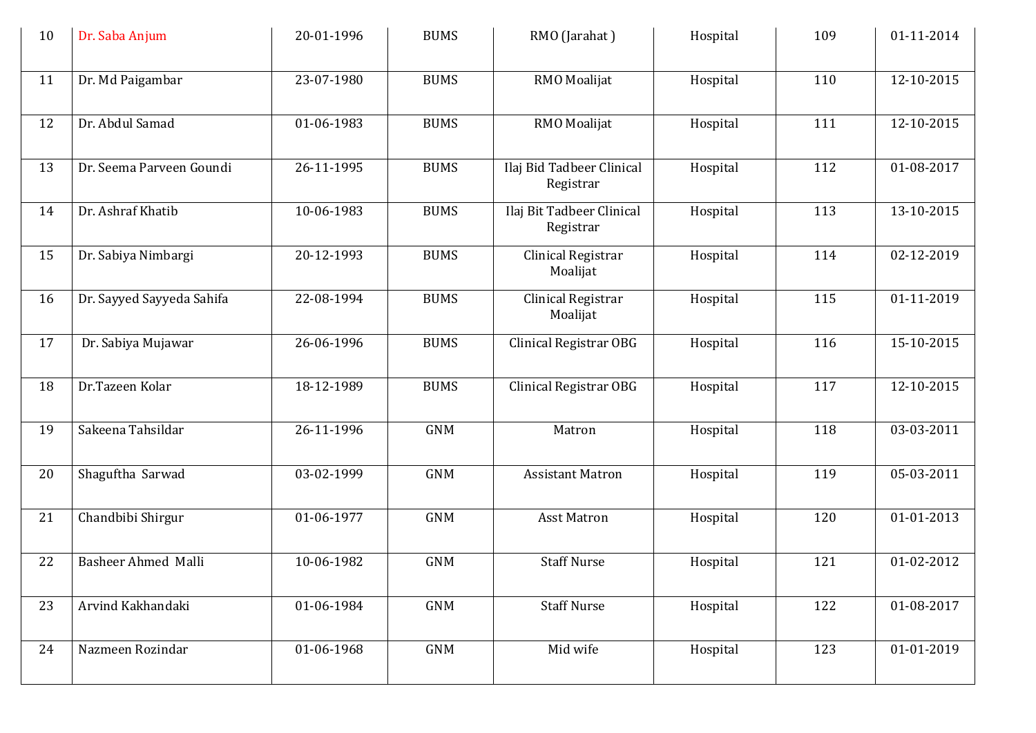| 10 | Dr. Saba Anjum | 20-01-1996 | BUMS | RMO (Jarahat ) | Hospital | 109 | 01-11-2014 |
|---|---|---|---|---|---|---|---|
| 11 | Dr. Md Paigambar | 23-07-1980 | BUMS | RMO Moalijat | Hospital | 110 | 12-10-2015 |
| 12 | Dr. Abdul Samad | 01-06-1983 | BUMS | RMO Moalijat | Hospital | 111 | 12-10-2015 |
| 13 | Dr. Seema Parveen Goundi | 26-11-1995 | BUMS | Ilaj Bid Tadbeer Clinical Registrar | Hospital | 112 | 01-08-2017 |
| 14 | Dr. Ashraf Khatib | 10-06-1983 | BUMS | Ilaj Bit Tadbeer Clinical Registrar | Hospital | 113 | 13-10-2015 |
| 15 | Dr. Sabiya Nimbargi | 20-12-1993 | BUMS | Clinical Registrar Moalijat | Hospital | 114 | 02-12-2019 |
| 16 | Dr. Sayyed Sayyeda Sahifa | 22-08-1994 | BUMS | Clinical Registrar Moalijat | Hospital | 115 | 01-11-2019 |
| 17 | Dr. Sabiya Mujawar | 26-06-1996 | BUMS | Clinical Registrar OBG | Hospital | 116 | 15-10-2015 |
| 18 | Dr.Tazeen Kolar | 18-12-1989 | BUMS | Clinical Registrar OBG | Hospital | 117 | 12-10-2015 |
| 19 | Sakeena Tahsildar | 26-11-1996 | GNM | Matron | Hospital | 118 | 03-03-2011 |
| 20 | Shaguftha Sarwad | 03-02-1999 | GNM | Assistant Matron | Hospital | 119 | 05-03-2011 |
| 21 | Chandbibi Shirgur | 01-06-1977 | GNM | Asst Matron | Hospital | 120 | 01-01-2013 |
| 22 | Basheer Ahmed Malli | 10-06-1982 | GNM | Staff Nurse | Hospital | 121 | 01-02-2012 |
| 23 | Arvind Kakhandaki | 01-06-1984 | GNM | Staff Nurse | Hospital | 122 | 01-08-2017 |
| 24 | Nazmeen Rozindar | 01-06-1968 | GNM | Mid wife | Hospital | 123 | 01-01-2019 |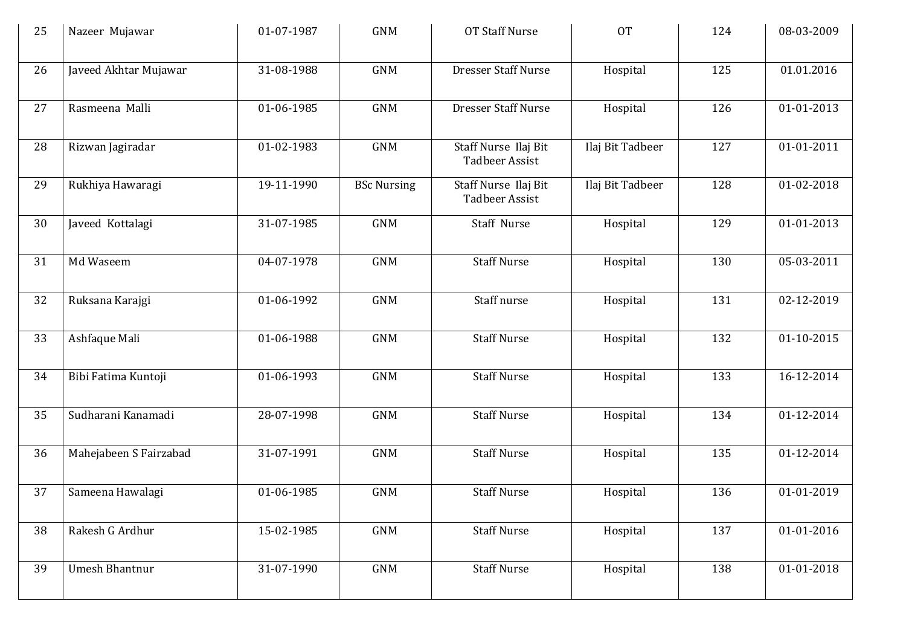| 25 | Nazeer Mujawar | 01-07-1987 | GNM | OT Staff Nurse | OT | 124 | 08-03-2009 |
|---|---|---|---|---|---|---|---|
| 26 | Javeed Akhtar Mujawar | 31-08-1988 | GNM | Dresser Staff Nurse | Hospital | 125 | 01.01.2016 |
| 27 | Rasmeena Malli | 01-06-1985 | GNM | Dresser Staff Nurse | Hospital | 126 | 01-01-2013 |
| 28 | Rizwan Jagiradar | 01-02-1983 | GNM | Staff Nurse Ilaj Bit Tadbeer Assist | Ilaj Bit Tadbeer | 127 | 01-01-2011 |
| 29 | Rukhiya Hawaragi | 19-11-1990 | BSc Nursing | Staff Nurse Ilaj Bit Tadbeer Assist | Ilaj Bit Tadbeer | 128 | 01-02-2018 |
| 30 | Javeed Kottalagi | 31-07-1985 | GNM | Staff Nurse | Hospital | 129 | 01-01-2013 |
| 31 | Md Waseem | 04-07-1978 | GNM | Staff Nurse | Hospital | 130 | 05-03-2011 |
| 32 | Ruksana Karajgi | 01-06-1992 | GNM | Staff nurse | Hospital | 131 | 02-12-2019 |
| 33 | Ashfaque Mali | 01-06-1988 | GNM | Staff Nurse | Hospital | 132 | 01-10-2015 |
| 34 | Bibi Fatima Kuntoji | 01-06-1993 | GNM | Staff Nurse | Hospital | 133 | 16-12-2014 |
| 35 | Sudharani Kanamadi | 28-07-1998 | GNM | Staff Nurse | Hospital | 134 | 01-12-2014 |
| 36 | Mahejabeen S Fairzabad | 31-07-1991 | GNM | Staff Nurse | Hospital | 135 | 01-12-2014 |
| 37 | Sameena Hawalagi | 01-06-1985 | GNM | Staff Nurse | Hospital | 136 | 01-01-2019 |
| 38 | Rakesh G Ardhur | 15-02-1985 | GNM | Staff Nurse | Hospital | 137 | 01-01-2016 |
| 39 | Umesh Bhantnur | 31-07-1990 | GNM | Staff Nurse | Hospital | 138 | 01-01-2018 |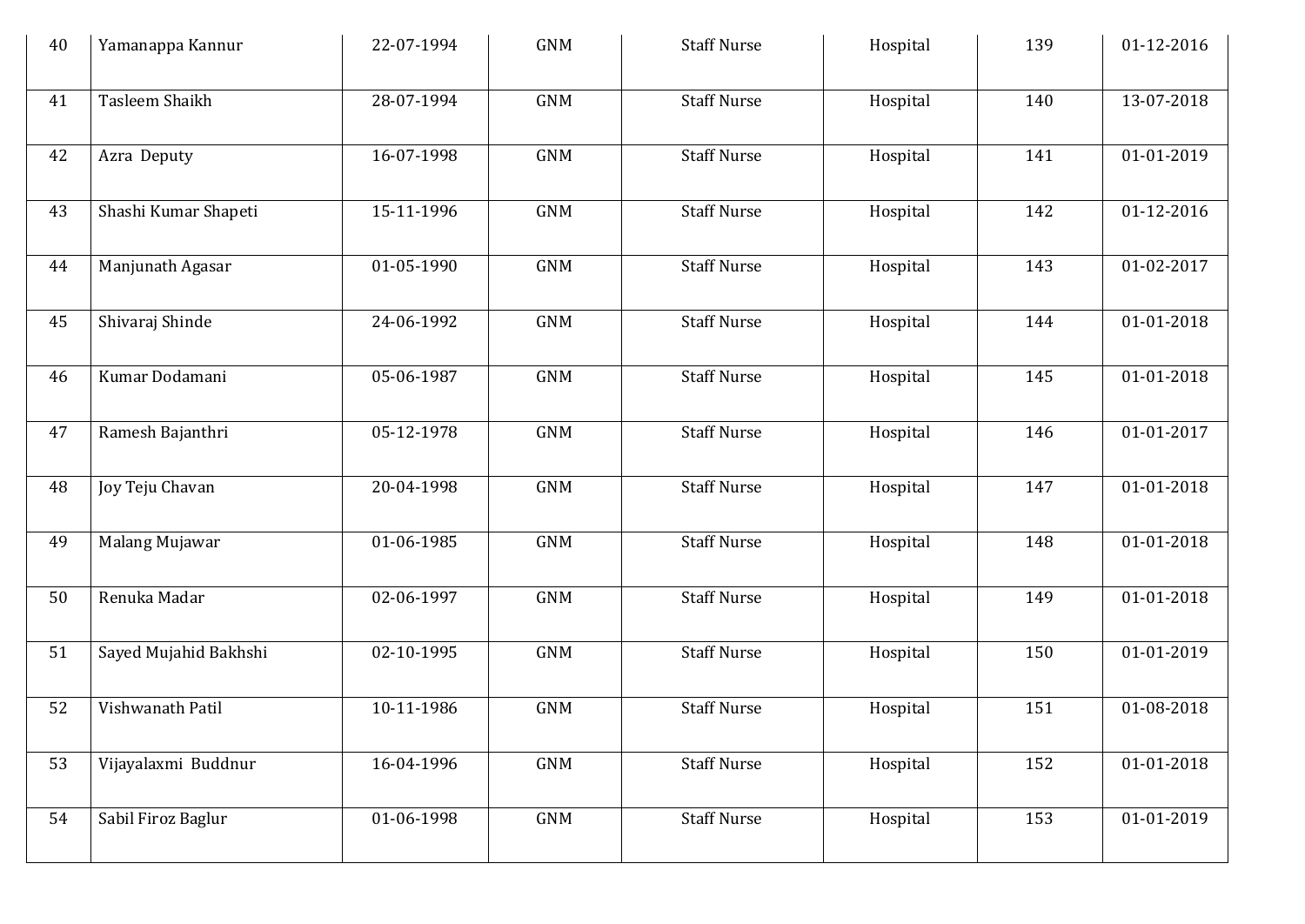| | | | | | | | |
|---|---|---|---|---|---|---|---|
| 40 | Yamanappa Kannur | 22-07-1994 | GNM | Staff Nurse | Hospital | 139 | 01-12-2016 |
| 41 | Tasleem Shaikh | 28-07-1994 | GNM | Staff Nurse | Hospital | 140 | 13-07-2018 |
| 42 | Azra Deputy | 16-07-1998 | GNM | Staff Nurse | Hospital | 141 | 01-01-2019 |
| 43 | Shashi Kumar Shapeti | 15-11-1996 | GNM | Staff Nurse | Hospital | 142 | 01-12-2016 |
| 44 | Manjunath Agasar | 01-05-1990 | GNM | Staff Nurse | Hospital | 143 | 01-02-2017 |
| 45 | Shivaraj Shinde | 24-06-1992 | GNM | Staff Nurse | Hospital | 144 | 01-01-2018 |
| 46 | Kumar Dodamani | 05-06-1987 | GNM | Staff Nurse | Hospital | 145 | 01-01-2018 |
| 47 | Ramesh Bajanthri | 05-12-1978 | GNM | Staff Nurse | Hospital | 146 | 01-01-2017 |
| 48 | Joy Teju Chavan | 20-04-1998 | GNM | Staff Nurse | Hospital | 147 | 01-01-2018 |
| 49 | Malang Mujawar | 01-06-1985 | GNM | Staff Nurse | Hospital | 148 | 01-01-2018 |
| 50 | Renuka Madar | 02-06-1997 | GNM | Staff Nurse | Hospital | 149 | 01-01-2018 |
| 51 | Sayed Mujahid Bakhshi | 02-10-1995 | GNM | Staff Nurse | Hospital | 150 | 01-01-2019 |
| 52 | Vishwanath Patil | 10-11-1986 | GNM | Staff Nurse | Hospital | 151 | 01-08-2018 |
| 53 | Vijayalaxmi Buddnur | 16-04-1996 | GNM | Staff Nurse | Hospital | 152 | 01-01-2018 |
| 54 | Sabil Firoz Baglur | 01-06-1998 | GNM | Staff Nurse | Hospital | 153 | 01-01-2019 |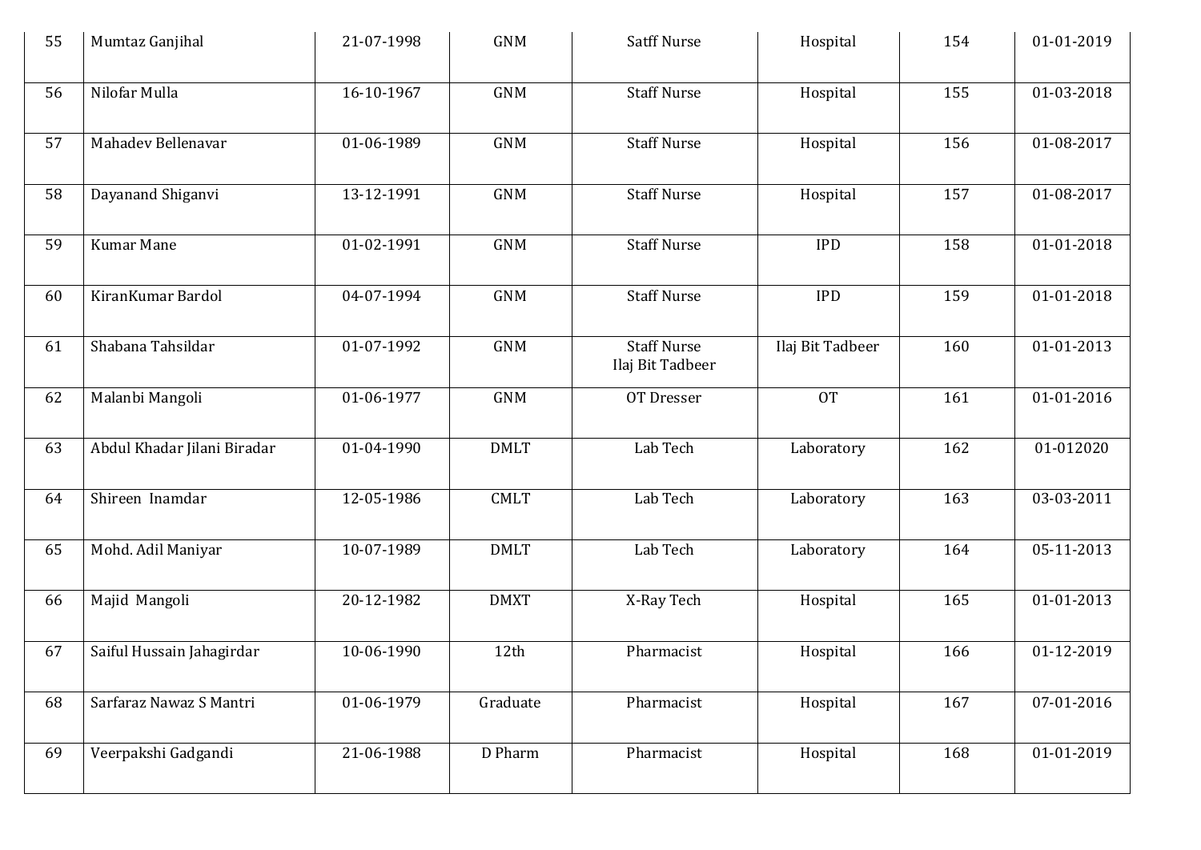| | | | | | | | |
|---|---|---|---|---|---|---|---|
| 55 | Mumtaz Ganjihal | 21-07-1998 | GNM | Satff Nurse | Hospital | 154 | 01-01-2019 |
| 56 | Nilofar Mulla | 16-10-1967 | GNM | Staff Nurse | Hospital | 155 | 01-03-2018 |
| 57 | Mahadev Bellenavar | 01-06-1989 | GNM | Staff Nurse | Hospital | 156 | 01-08-2017 |
| 58 | Dayanand Shiganvi | 13-12-1991 | GNM | Staff Nurse | Hospital | 157 | 01-08-2017 |
| 59 | Kumar Mane | 01-02-1991 | GNM | Staff Nurse | IPD | 158 | 01-01-2018 |
| 60 | KiranKumar Bardol | 04-07-1994 | GNM | Staff Nurse | IPD | 159 | 01-01-2018 |
| 61 | Shabana Tahsildar | 01-07-1992 | GNM | Staff Nurse Ilaj Bit Tadbeer | Ilaj Bit Tadbeer | 160 | 01-01-2013 |
| 62 | Malanbi Mangoli | 01-06-1977 | GNM | OT Dresser | OT | 161 | 01-01-2016 |
| 63 | Abdul Khadar Jilani Biradar | 01-04-1990 | DMLT | Lab Tech | Laboratory | 162 | 01-012020 |
| 64 | Shireen Inamdar | 12-05-1986 | CMLT | Lab Tech | Laboratory | 163 | 03-03-2011 |
| 65 | Mohd. Adil Maniyar | 10-07-1989 | DMLT | Lab Tech | Laboratory | 164 | 05-11-2013 |
| 66 | Majid Mangoli | 20-12-1982 | DMXT | X-Ray Tech | Hospital | 165 | 01-01-2013 |
| 67 | Saiful Hussain Jahagirdar | 10-06-1990 | 12th | Pharmacist | Hospital | 166 | 01-12-2019 |
| 68 | Sarfaraz Nawaz S Mantri | 01-06-1979 | Graduate | Pharmacist | Hospital | 167 | 07-01-2016 |
| 69 | Veerpakshi Gadgandi | 21-06-1988 | D Pharm | Pharmacist | Hospital | 168 | 01-01-2019 |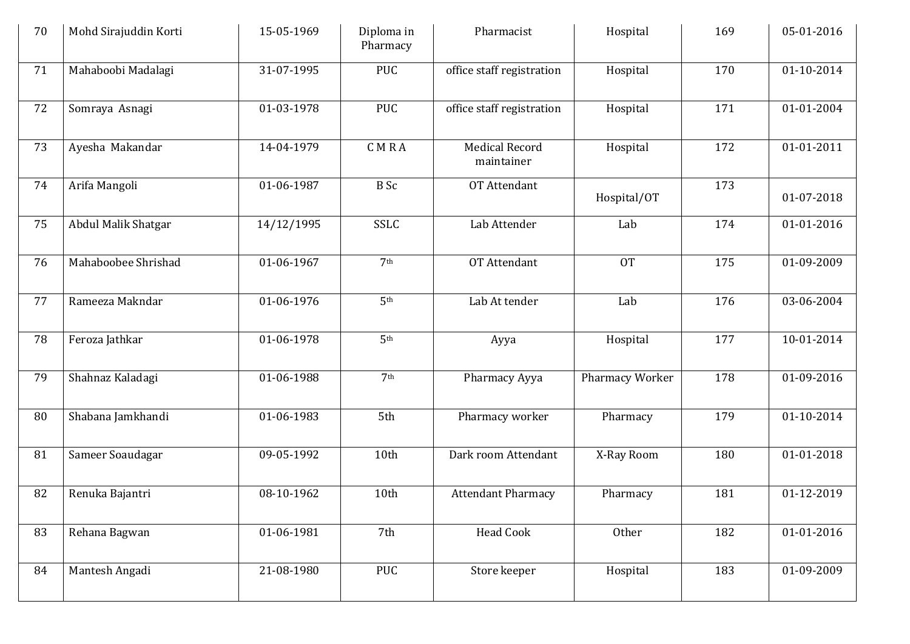| 70 | Mohd Sirajuddin Korti | 15-05-1969 | Diploma in Pharmacy | Pharmacist | Hospital | 169 | 05-01-2016 |
|---|---|---|---|---|---|---|---|
| 71 | Mahaboobi Madalagi | 31-07-1995 | PUC | office staff registration | Hospital | 170 | 01-10-2014 |
| 72 | Somraya Asnagi | 01-03-1978 | PUC | office staff registration | Hospital | 171 | 01-01-2004 |
| 73 | Ayesha Makandar | 14-04-1979 | C M R A | Medical Record maintainer | Hospital | 172 | 01-01-2011 |
| 74 | Arifa Mangoli | 01-06-1987 | B Sc | OT Attendant | Hospital/OT | 173 | 01-07-2018 |
| 75 | Abdul Malik Shatgar | 14/12/1995 | SSLC | Lab Attender | Lab | 174 | 01-01-2016 |
| 76 | Mahaboobee Shrishad | 01-06-1967 | 7th | OT Attendant | OT | 175 | 01-09-2009 |
| 77 | Rameeza Makndar | 01-06-1976 | 5th | Lab At tender | Lab | 176 | 03-06-2004 |
| 78 | Feroza Jathkar | 01-06-1978 | 5th | Ayya | Hospital | 177 | 10-01-2014 |
| 79 | Shahnaz Kaladagi | 01-06-1988 | 7th | Pharmacy Ayya | Pharmacy Worker | 178 | 01-09-2016 |
| 80 | Shabana Jamkhandi | 01-06-1983 | 5th | Pharmacy worker | Pharmacy | 179 | 01-10-2014 |
| 81 | Sameer Soaudagar | 09-05-1992 | 10th | Dark room Attendant | X-Ray Room | 180 | 01-01-2018 |
| 82 | Renuka Bajantri | 08-10-1962 | 10th | Attendant Pharmacy | Pharmacy | 181 | 01-12-2019 |
| 83 | Rehana Bagwan | 01-06-1981 | 7th | Head Cook | Other | 182 | 01-01-2016 |
| 84 | Mantesh Angadi | 21-08-1980 | PUC | Store keeper | Hospital | 183 | 01-09-2009 |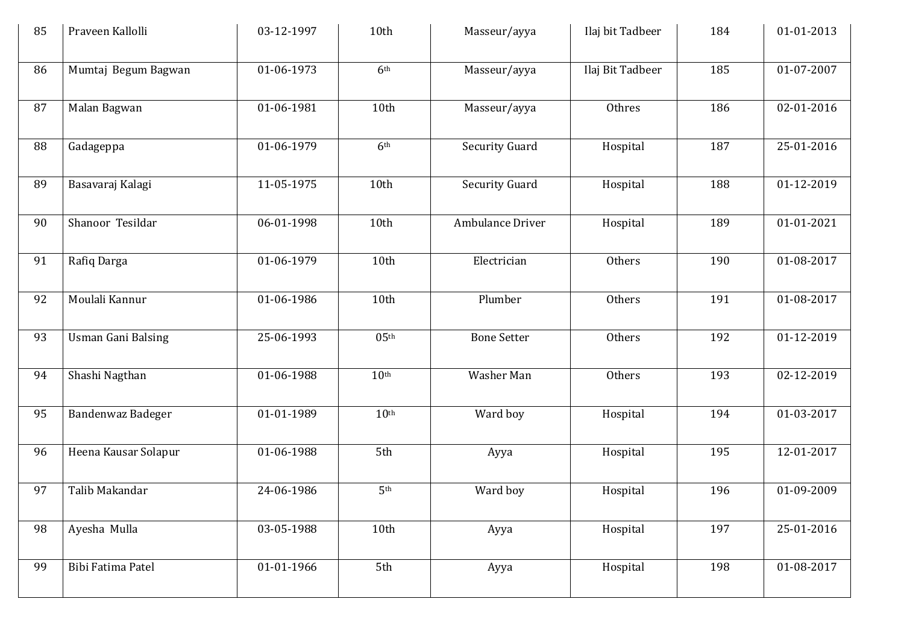| | | | | | | | |
|---|---|---|---|---|---|---|---|
| 85 | Praveen Kallolli | 03-12-1997 | 10th | Masseur/ayya | Ilaj bit Tadbeer | 184 | 01-01-2013 |
| 86 | Mumtaj Begum Bagwan | 01-06-1973 | 6th | Masseur/ayya | Ilaj Bit Tadbeer | 185 | 01-07-2007 |
| 87 | Malan Bagwan | 01-06-1981 | 10th | Masseur/ayya | Othres | 186 | 02-01-2016 |
| 88 | Gadageppa | 01-06-1979 | 6th | Security Guard | Hospital | 187 | 25-01-2016 |
| 89 | Basavaraj Kalagi | 11-05-1975 | 10th | Security Guard | Hospital | 188 | 01-12-2019 |
| 90 | Shanoor Tesildar | 06-01-1998 | 10th | Ambulance Driver | Hospital | 189 | 01-01-2021 |
| 91 | Rafiq Darga | 01-06-1979 | 10th | Electrician | Others | 190 | 01-08-2017 |
| 92 | Moulali Kannur | 01-06-1986 | 10th | Plumber | Others | 191 | 01-08-2017 |
| 93 | Usman Gani Balsing | 25-06-1993 | 05th | Bone Setter | Others | 192 | 01-12-2019 |
| 94 | Shashi Nagthan | 01-06-1988 | 10th | Washer Man | Others | 193 | 02-12-2019 |
| 95 | Bandenwaz Badeger | 01-01-1989 | 10th | Ward boy | Hospital | 194 | 01-03-2017 |
| 96 | Heena Kausar Solapur | 01-06-1988 | 5th | Ayya | Hospital | 195 | 12-01-2017 |
| 97 | Talib Makandar | 24-06-1986 | 5th | Ward boy | Hospital | 196 | 01-09-2009 |
| 98 | Ayesha Mulla | 03-05-1988 | 10th | Ayya | Hospital | 197 | 25-01-2016 |
| 99 | Bibi Fatima Patel | 01-01-1966 | 5th | Ayya | Hospital | 198 | 01-08-2017 |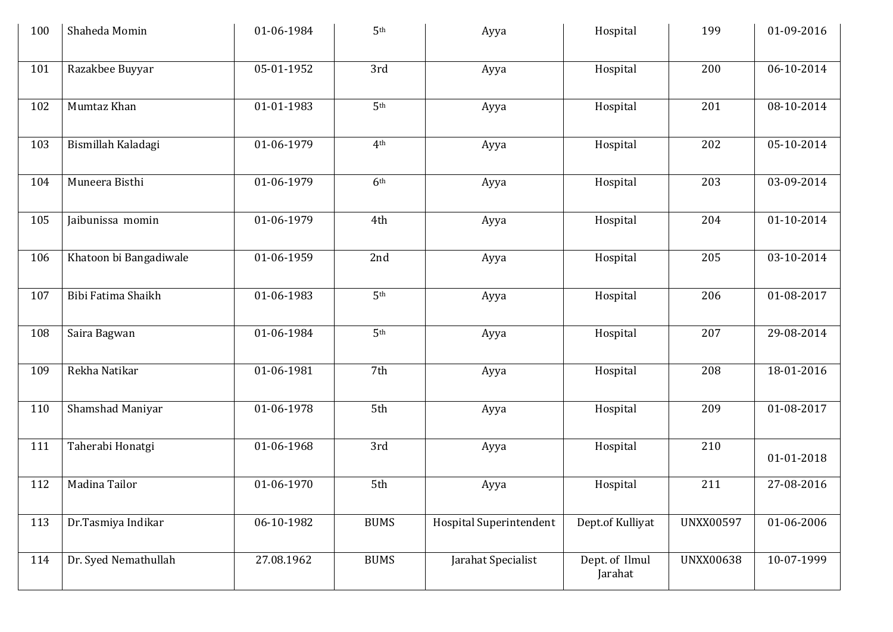| 100 | Shaheda Momin | 01-06-1984 | 5th | Ayya | Hospital | 199 | 01-09-2016 |
|---|---|---|---|---|---|---|---|
| 101 | Razakbee Buyyar | 05-01-1952 | 3rd | Ayya | Hospital | 200 | 06-10-2014 |
| 102 | Mumtaz Khan | 01-01-1983 | 5th | Ayya | Hospital | 201 | 08-10-2014 |
| 103 | Bismillah Kaladagi | 01-06-1979 | 4th | Ayya | Hospital | 202 | 05-10-2014 |
| 104 | Muneera Bisthi | 01-06-1979 | 6th | Ayya | Hospital | 203 | 03-09-2014 |
| 105 | Jaibunissa momin | 01-06-1979 | 4th | Ayya | Hospital | 204 | 01-10-2014 |
| 106 | Khatoon bi Bangadiwale | 01-06-1959 | 2nd | Ayya | Hospital | 205 | 03-10-2014 |
| 107 | Bibi Fatima Shaikh | 01-06-1983 | 5th | Ayya | Hospital | 206 | 01-08-2017 |
| 108 | Saira Bagwan | 01-06-1984 | 5th | Ayya | Hospital | 207 | 29-08-2014 |
| 109 | Rekha Natikar | 01-06-1981 | 7th | Ayya | Hospital | 208 | 18-01-2016 |
| 110 | Shamshad Maniyar | 01-06-1978 | 5th | Ayya | Hospital | 209 | 01-08-2017 |
| 111 | Taherabi Honatgi | 01-06-1968 | 3rd | Ayya | Hospital | 210 | 01-01-2018 |
| 112 | Madina Tailor | 01-06-1970 | 5th | Ayya | Hospital | 211 | 27-08-2016 |
| 113 | Dr.Tasmiya Indikar | 06-10-1982 | BUMS | Hospital Superintendent | Dept.of Kulliyat | UNXX00597 | 01-06-2006 |
| 114 | Dr. Syed Nemathullah | 27.08.1962 | BUMS | Jarahat Specialist | Dept. of Ilmul Jarahat | UNXX00638 | 10-07-1999 |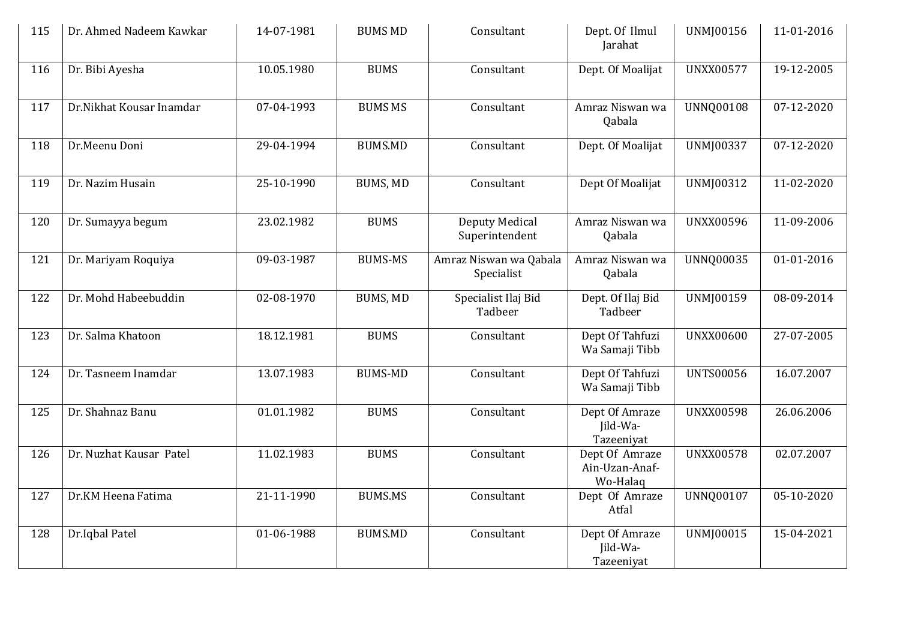| 115 | Dr. Ahmed Nadeem Kawkar | 14-07-1981 | BUMS MD | Consultant | Dept. Of Ilmul Jarahat | UNMJ00156 | 11-01-2016 |
|---|---|---|---|---|---|---|---|
| 116 | Dr. Bibi Ayesha | 10.05.1980 | BUMS | Consultant | Dept. Of Moalijat | UNXX00577 | 19-12-2005 |
| 117 | Dr.Nikhat Kousar Inamdar | 07-04-1993 | BUMS MS | Consultant | Amraz Niswan wa Qabala | UNNQ00108 | 07-12-2020 |
| 118 | Dr.Meenu Doni | 29-04-1994 | BUMS.MD | Consultant | Dept. Of Moalijat | UNMJ00337 | 07-12-2020 |
| 119 | Dr. Nazim Husain | 25-10-1990 | BUMS, MD | Consultant | Dept Of Moalijat | UNMJ00312 | 11-02-2020 |
| 120 | Dr. Sumayya begum | 23.02.1982 | BUMS | Deputy Medical Superintendent | Amraz Niswan wa Qabala | UNXX00596 | 11-09-2006 |
| 121 | Dr. Mariyam Roquiya | 09-03-1987 | BUMS-MS | Amraz Niswan wa Qabala Specialist | Amraz Niswan wa Qabala | UNNQ00035 | 01-01-2016 |
| 122 | Dr. Mohd Habeebuddin | 02-08-1970 | BUMS, MD | Specialist Ilaj Bid Tadbeer | Dept. Of Ilaj Bid Tadbeer | UNMJ00159 | 08-09-2014 |
| 123 | Dr. Salma Khatoon | 18.12.1981 | BUMS | Consultant | Dept Of Tahfuzi Wa Samaji Tibb | UNXX00600 | 27-07-2005 |
| 124 | Dr. Tasneem Inamdar | 13.07.1983 | BUMS-MD | Consultant | Dept Of Tahfuzi Wa Samaji Tibb | UNTS00056 | 16.07.2007 |
| 125 | Dr. Shahnaz Banu | 01.01.1982 | BUMS | Consultant | Dept Of Amraze Jild-Wa-Tazeeniyat | UNXX00598 | 26.06.2006 |
| 126 | Dr. Nuzhat Kausar Patel | 11.02.1983 | BUMS | Consultant | Dept Of Amraze Ain-Uzan-Anaf-Wo-Halaq | UNXX00578 | 02.07.2007 |
| 127 | Dr.KM Heena Fatima | 21-11-1990 | BUMS.MS | Consultant | Dept Of Amraze Atfal | UNNQ00107 | 05-10-2020 |
| 128 | Dr.Iqbal Patel | 01-06-1988 | BUMS.MD | Consultant | Dept Of Amraze Jild-Wa-Tazeeniyat | UNMJ00015 | 15-04-2021 |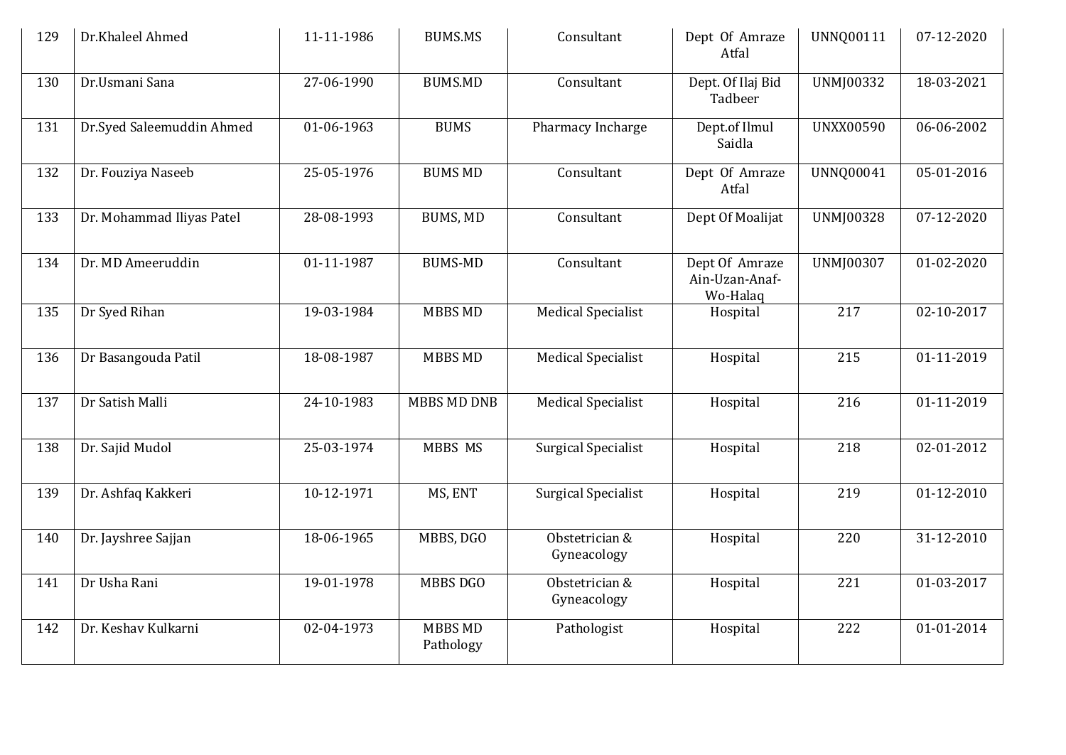| 129 | Dr.Khaleel Ahmed | 11-11-1986 | BUMS.MS | Consultant | Dept Of Amraze Atfal | UNNQ00111 | 07-12-2020 |
|---|---|---|---|---|---|---|---|
| 130 | Dr.Usmani Sana | 27-06-1990 | BUMS.MD | Consultant | Dept. Of Ilaj Bid Tadbeer | UNMJ00332 | 18-03-2021 |
| 131 | Dr.Syed Saleemuddin Ahmed | 01-06-1963 | BUMS | Pharmacy Incharge | Dept.of Ilmul Saidla | UNXX00590 | 06-06-2002 |
| 132 | Dr. Fouziya Naseeb | 25-05-1976 | BUMS MD | Consultant | Dept Of Amraze Atfal | UNNQ00041 | 05-01-2016 |
| 133 | Dr. Mohammad Iliyas Patel | 28-08-1993 | BUMS, MD | Consultant | Dept Of Moalijat | UNMJ00328 | 07-12-2020 |
| 134 | Dr. MD Ameeruddin | 01-11-1987 | BUMS-MD | Consultant | Dept Of Amraze Ain-Uzan-Anaf-Wo-Halaq | UNMJ00307 | 01-02-2020 |
| 135 | Dr Syed Rihan | 19-03-1984 | MBBS MD | Medical Specialist | Hospital | 217 | 02-10-2017 |
| 136 | Dr Basangouda Patil | 18-08-1987 | MBBS MD | Medical Specialist | Hospital | 215 | 01-11-2019 |
| 137 | Dr Satish Malli | 24-10-1983 | MBBS MD DNB | Medical Specialist | Hospital | 216 | 01-11-2019 |
| 138 | Dr. Sajid Mudol | 25-03-1974 | MBBS MS | Surgical Specialist | Hospital | 218 | 02-01-2012 |
| 139 | Dr. Ashfaq Kakkeri | 10-12-1971 | MS, ENT | Surgical Specialist | Hospital | 219 | 01-12-2010 |
| 140 | Dr. Jayshree Sajjan | 18-06-1965 | MBBS, DGO | Obstetrician & Gyneacology | Hospital | 220 | 31-12-2010 |
| 141 | Dr Usha Rani | 19-01-1978 | MBBS DGO | Obstetrician & Gyneacology | Hospital | 221 | 01-03-2017 |
| 142 | Dr. Keshav Kulkarni | 02-04-1973 | MBBS MD Pathology | Pathologist | Hospital | 222 | 01-01-2014 |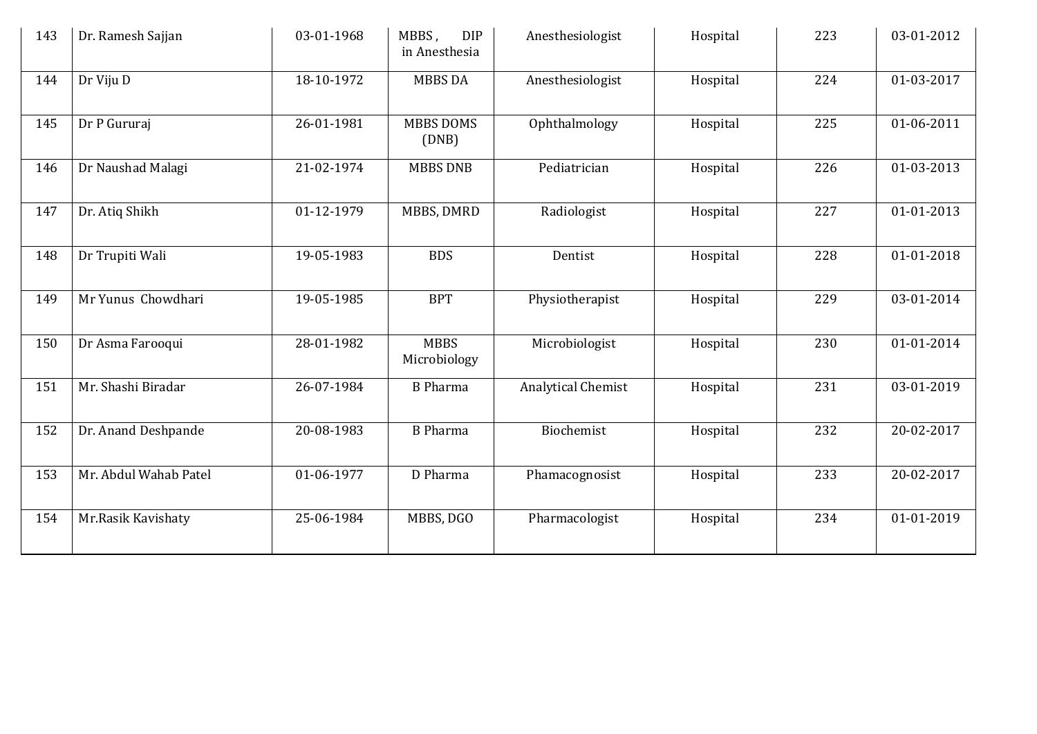| | | | | | | | |
|---|---|---|---|---|---|---|---|
| 143 | Dr. Ramesh Sajjan | 03-01-1968 | MBBS , DIP in Anesthesia | Anesthesiologist | Hospital | 223 | 03-01-2012 |
| 144 | Dr Viju D | 18-10-1972 | MBBS DA | Anesthesiologist | Hospital | 224 | 01-03-2017 |
| 145 | Dr P Gururaj | 26-01-1981 | MBBS DOMS (DNB) | Ophthalmology | Hospital | 225 | 01-06-2011 |
| 146 | Dr Naushad Malagi | 21-02-1974 | MBBS DNB | Pediatrician | Hospital | 226 | 01-03-2013 |
| 147 | Dr. Atiq Shikh | 01-12-1979 | MBBS, DMRD | Radiologist | Hospital | 227 | 01-01-2013 |
| 148 | Dr Trupiti Wali | 19-05-1983 | BDS | Dentist | Hospital | 228 | 01-01-2018 |
| 149 | Mr Yunus Chowdhari | 19-05-1985 | BPT | Physiotherapist | Hospital | 229 | 03-01-2014 |
| 150 | Dr Asma Farooqui | 28-01-1982 | MBBS Microbiology | Microbiologist | Hospital | 230 | 01-01-2014 |
| 151 | Mr. Shashi Biradar | 26-07-1984 | B Pharma | Analytical Chemist | Hospital | 231 | 03-01-2019 |
| 152 | Dr. Anand Deshpande | 20-08-1983 | B Pharma | Biochemist | Hospital | 232 | 20-02-2017 |
| 153 | Mr. Abdul Wahab Patel | 01-06-1977 | D Pharma | Phamacognosist | Hospital | 233 | 20-02-2017 |
| 154 | Mr.Rasik Kavishaty | 25-06-1984 | MBBS, DGO | Pharmacologist | Hospital | 234 | 01-01-2019 |